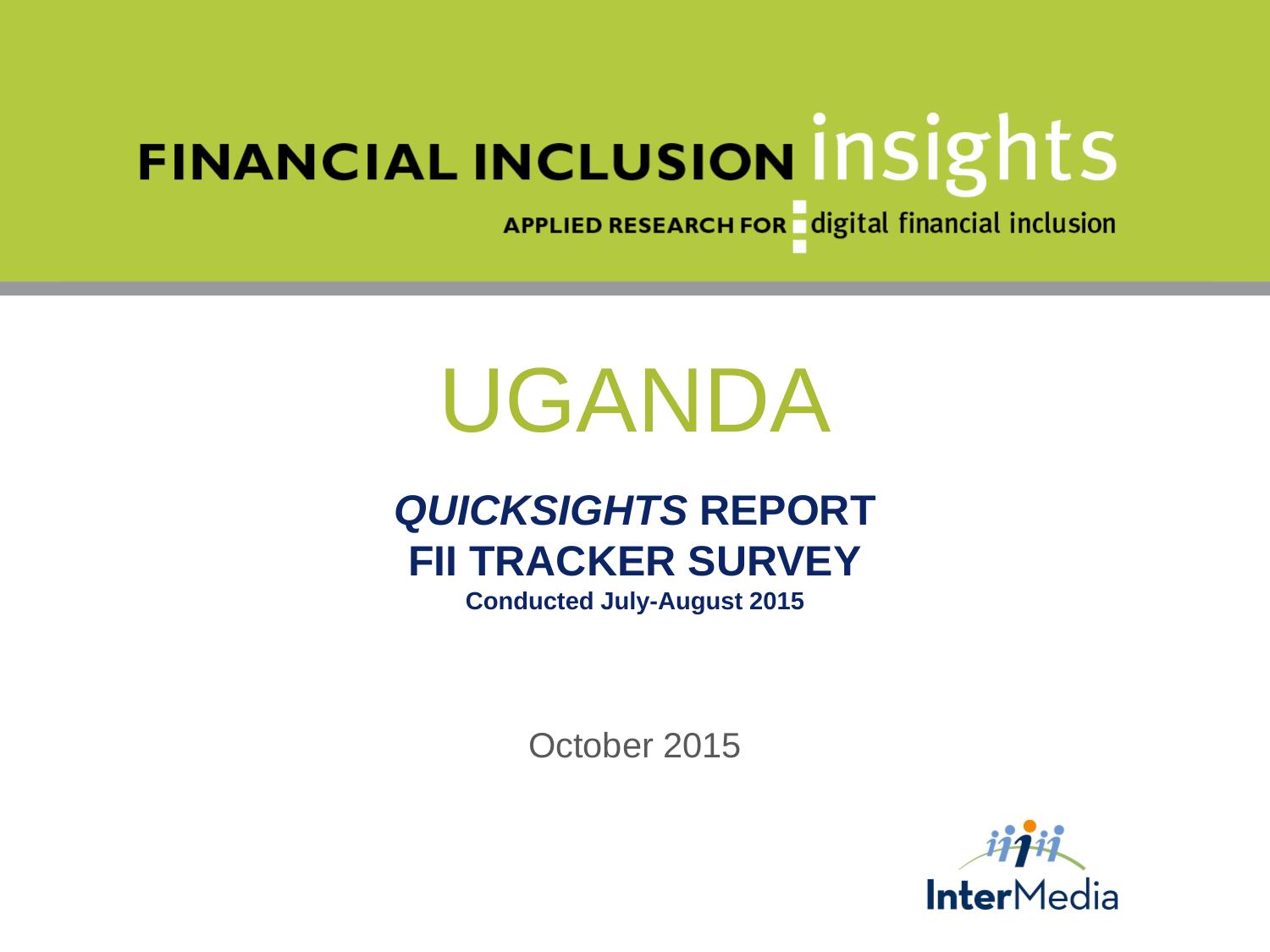FINANCIAL INCLUSION insights

APPLIED RESEARCH FOR digital financial inclusion

# UGANDA

## *QUICKSIGHTS* REPORT
## FII TRACKER SURVEY

**Conducted July-August 2015**

October 2015

InterMedia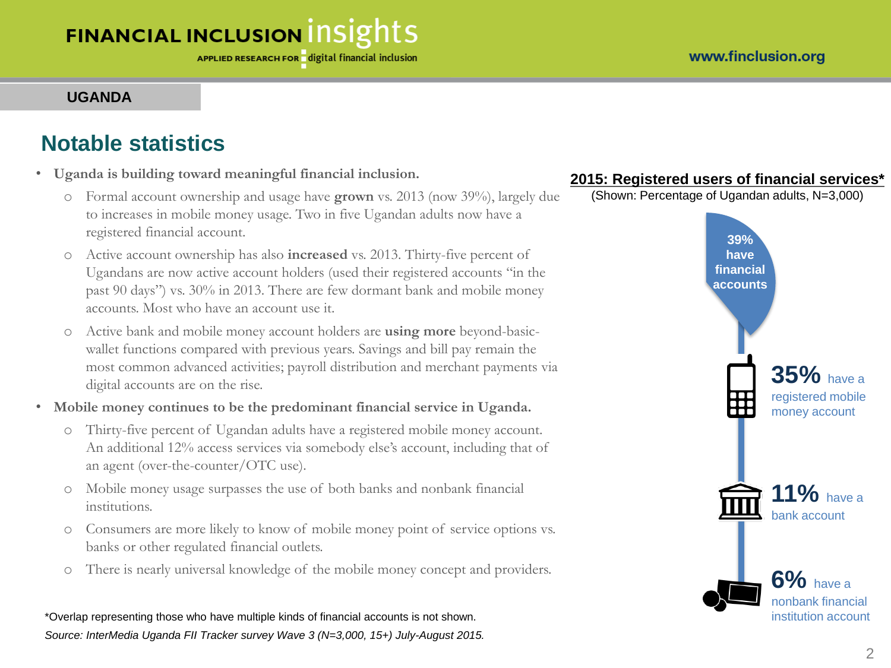UGANDA

## Notable statistics

- **Uganda is building toward meaningful financial inclusion.**
  - Formal account ownership and usage have **grown** vs. 2013 (now 39%), largely due to increases in mobile money usage. Two in five Ugandan adults now have a registered financial account.
  - Active account ownership has also **increased** vs. 2013. Thirty-five percent of Ugandans are now active account holders (used their registered accounts "in the past 90 days") vs. 30% in 2013. There are few dormant bank and mobile money accounts. Most who have an account use it.
  - Active bank and mobile money account holders are **using more** beyond-basic-wallet functions compared with previous years. Savings and bill pay remain the most common advanced activities; payroll distribution and merchant payments via digital accounts are on the rise.
- **Mobile money continues to be the predominant financial service in Uganda.**
  - Thirty-five percent of Ugandan adults have a registered mobile money account. An additional 12% access services via somebody else's account, including that of an agent (over-the-counter/OTC use).
  - Mobile money usage surpasses the use of both banks and nonbank financial institutions.
  - Consumers are more likely to know of mobile money point of service options vs. banks or other regulated financial outlets.
  - There is nearly universal knowledge of the mobile money concept and providers.

**2015: Registered users of financial services***

(Shown: Percentage of Ugandan adults, N=3,000)

39% have financial accounts

35% have a registered mobile money account

11% have a bank account

6% have a nonbank financial institution account

*Overlap representing those who have multiple kinds of financial accounts is not shown.

*Source: InterMedia Uganda FII Tracker survey Wave 3 (N=3,000, 15+) July-August 2015.*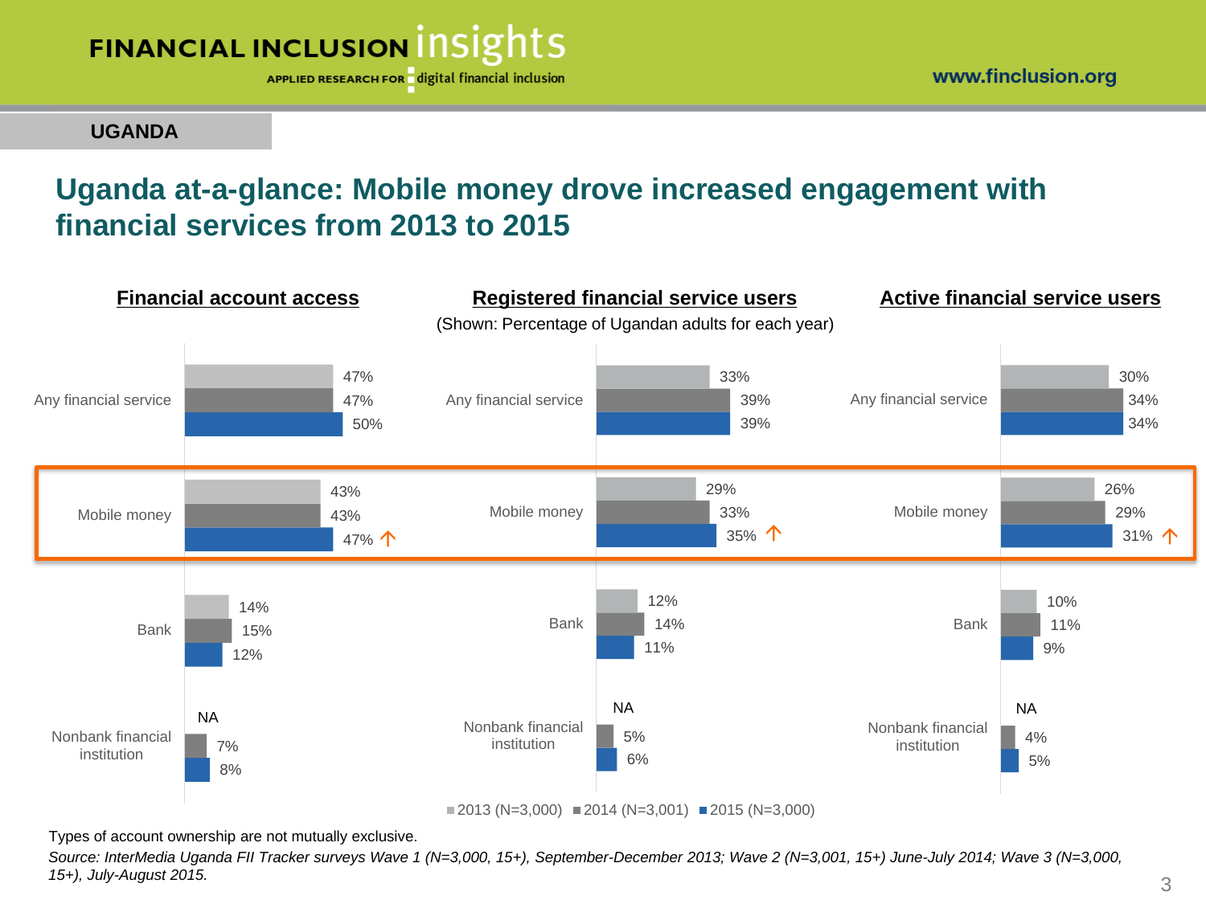UGANDA

# Uganda at-a-glance: Mobile money drove increased engagement with financial services from 2013 to 2015

(Shown: Percentage of Ugandan adults for each year)

**Financial account access**

Any financial service
47%
47%
50%

Mobile money
43%
43%
47%

Bank
14%
15%
12%

Nonbank financial institution
NA
7%
8%

**Registered financial service users**

Any financial service
33%
39%
39%

Mobile money
29%
33%
35%

Bank
12%
14%
11%

Nonbank financial institution
NA
5%
6%

**Active financial service users**

Any financial service
30%
34%
34%

Mobile money
26%
29%
31%

Bank
10%
11%
9%

Nonbank financial institution
NA
4%
5%

2013 (N=3,000) 2014 (N=3,001) 2015 (N=3,000)

Types of account ownership are not mutually exclusive.

*Source: InterMedia Uganda FII Tracker surveys Wave 1 (N=3,000, 15+), September-December 2013; Wave 2 (N=3,001, 15+) June-July 2014; Wave 3 (N=3,000, 15+), July-August 2015.*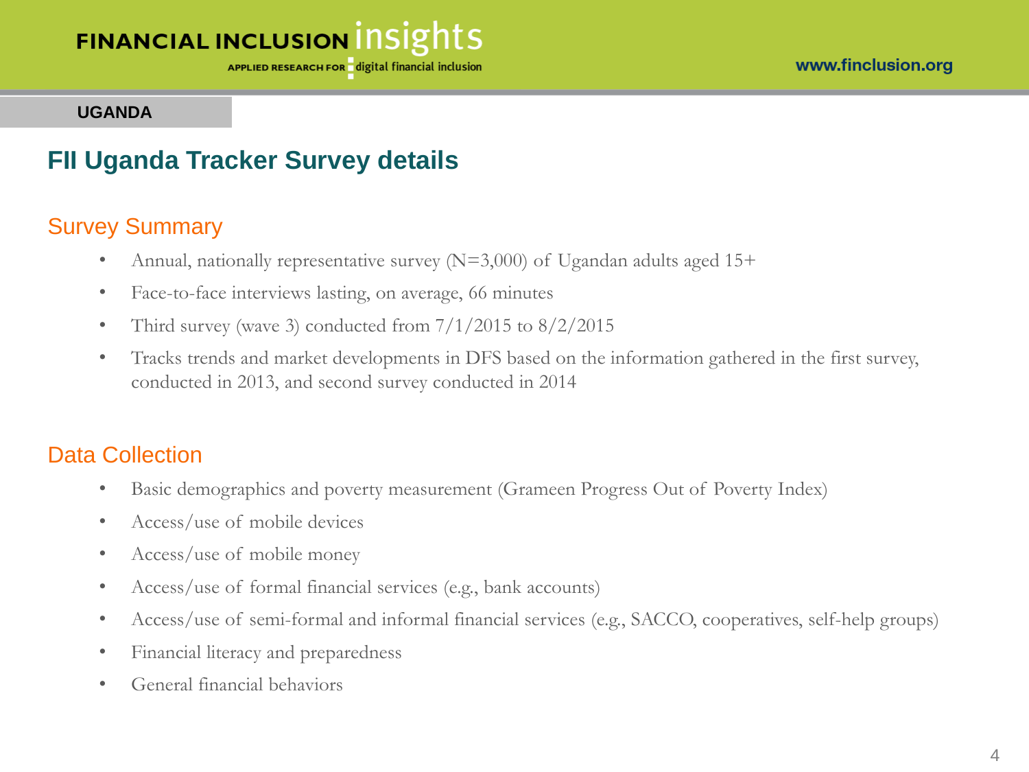UGANDA

# FII Uganda Tracker Survey details

## Survey Summary

- Annual, nationally representative survey (N=3,000) of Ugandan adults aged 15+
- Face-to-face interviews lasting, on average, 66 minutes
- Third survey (wave 3) conducted from 7/1/2015 to 8/2/2015
- Tracks trends and market developments in DFS based on the information gathered in the first survey, conducted in 2013, and second survey conducted in 2014

## Data Collection

- Basic demographics and poverty measurement (Grameen Progress Out of Poverty Index)
- Access/use of mobile devices
- Access/use of mobile money
- Access/use of formal financial services (e.g., bank accounts)
- Access/use of semi-formal and informal financial services (e.g., SACCO, cooperatives, self-help groups)
- Financial literacy and preparedness
- General financial behaviors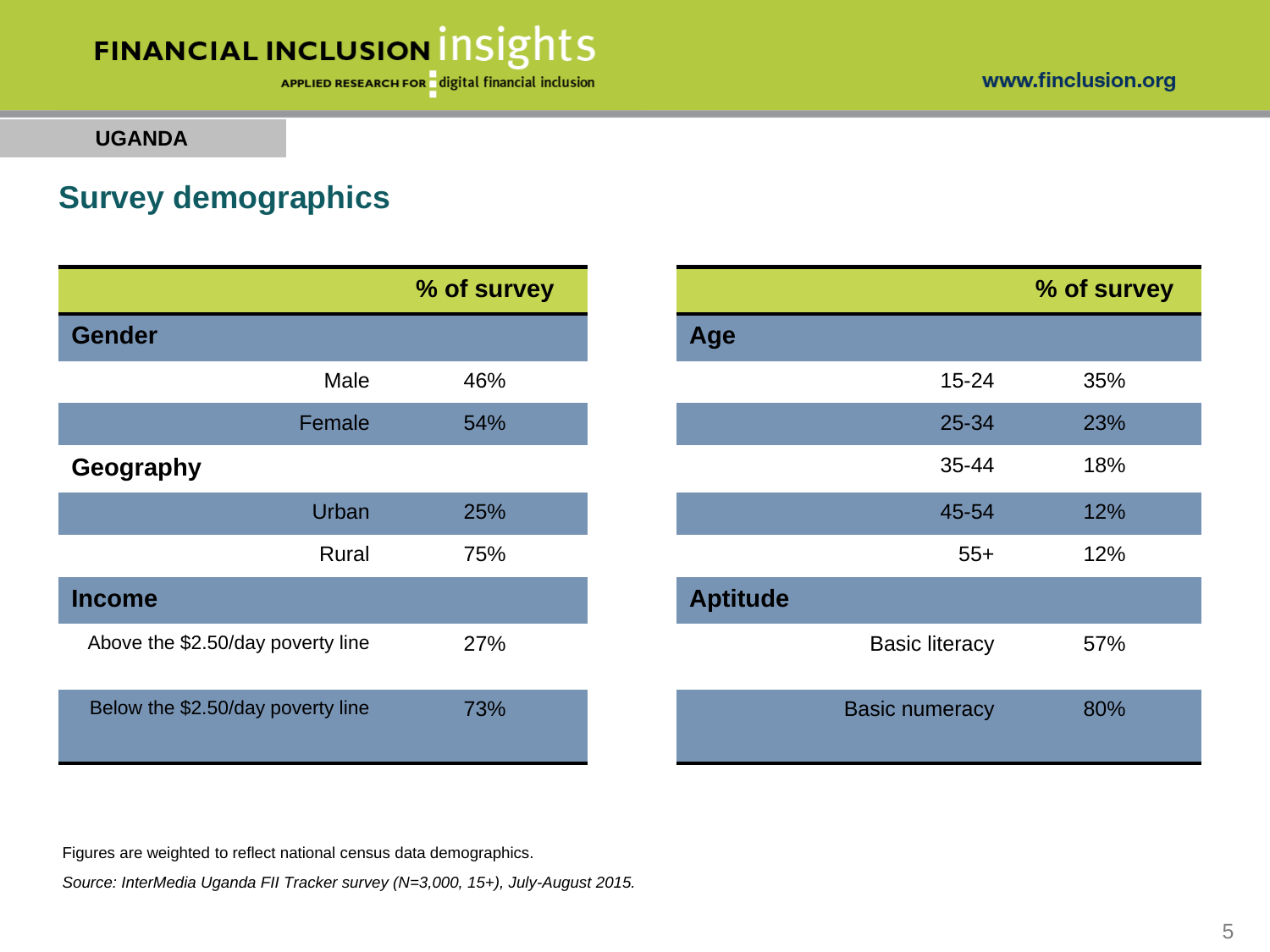UGANDA

## Survey demographics

| | % of survey |
|---|---|
| **Gender** | |
| Male | 46% |
| Female | 54% |
| **Geography** | |
| Urban | 25% |
| Rural | 75% |
| **Income** | |
| Above the $2.50/day poverty line | 27% |
| Below the $2.50/day poverty line | 73% |

| | % of survey |
|---|---|
| **Age** | |
| 15-24 | 35% |
| 25-34 | 23% |
| 35-44 | 18% |
| 45-54 | 12% |
| 55+ | 12% |
| **Aptitude** | |
| Basic literacy | 57% |
| Basic numeracy | 80% |

Figures are weighted to reflect national census data demographics.

*Source: InterMedia Uganda FII Tracker survey (N=3,000, 15+), July-August 2015.*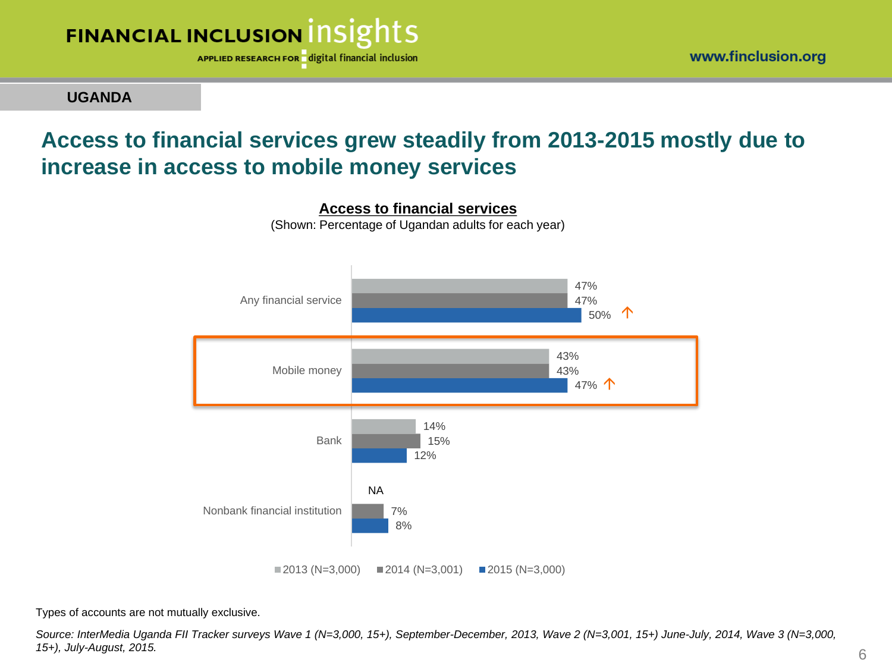UGANDA

# Access to financial services grew steadily from 2013-2015 mostly due to increase in access to mobile money services

**Access to financial services**

(Shown: Percentage of Ugandan adults for each year)

Any financial service
47%
47%
50%

Mobile money
43%
43%
47%

Bank
14%
15%
12%

Nonbank financial institution
NA
7%
8%

2013 (N=3,000)
2014 (N=3,001)
2015 (N=3,000)

Types of accounts are not mutually exclusive.

*Source: InterMedia Uganda FII Tracker surveys Wave 1 (N=3,000, 15+), September-December, 2013, Wave 2 (N=3,001, 15+) June-July, 2014, Wave 3 (N=3,000, 15+), July-August, 2015.*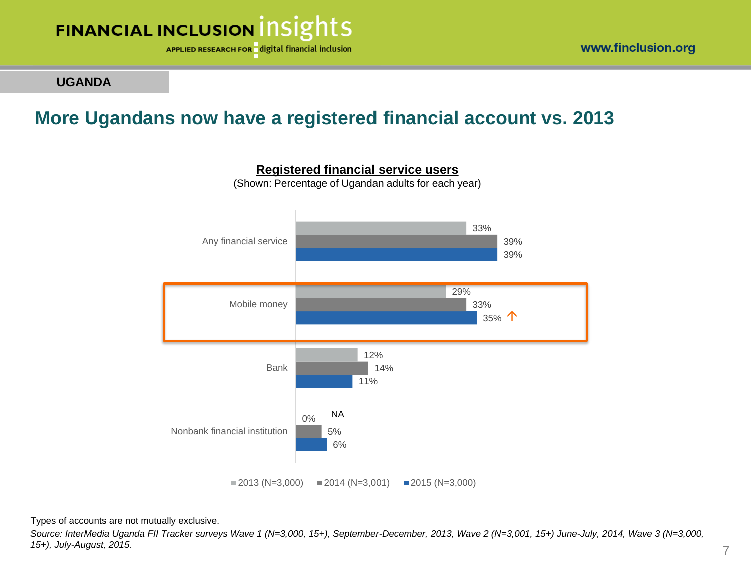UGANDA

# More Ugandans now have a registered financial account vs. 2013

**Registered financial service users**

(Shown: Percentage of Ugandan adults for each year)

Any financial service
33%
39%
39%

Mobile money
29%
33%
35%

Bank
12%
14%
11%

Nonbank financial institution
0%
NA
5%
6%

2013 (N=3,000) 2014 (N=3,001) 2015 (N=3,000)

Types of accounts are not mutually exclusive.

*Source: InterMedia Uganda FII Tracker surveys Wave 1 (N=3,000, 15+), September-December, 2013, Wave 2 (N=3,001, 15+) June-July, 2014, Wave 3 (N=3,000, 15+), July-August, 2015.*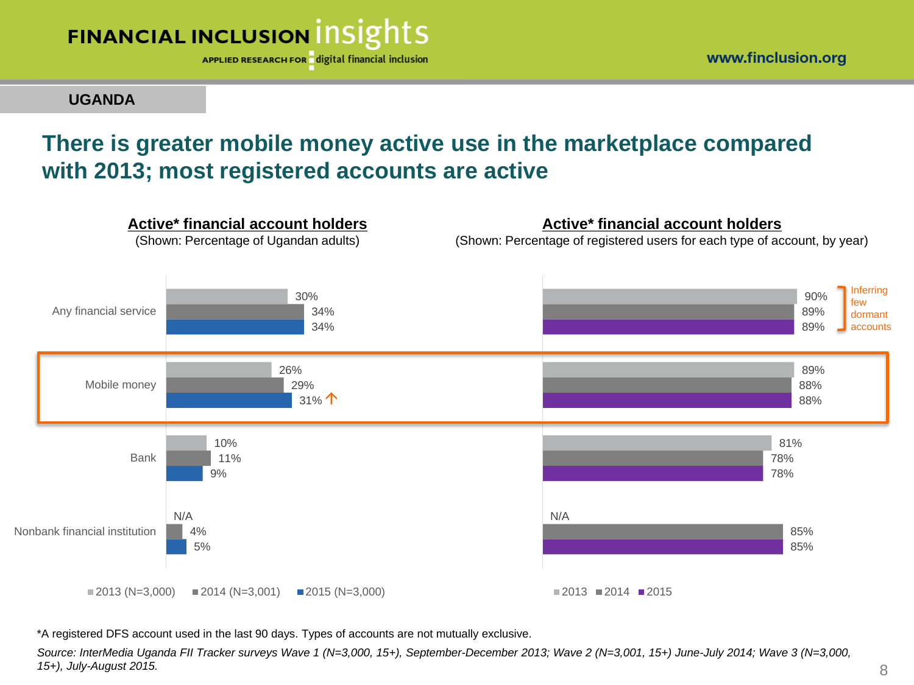UGANDA

# There is greater mobile money active use in the marketplace compared with 2013; most registered accounts are active

**Active* financial account holders**
(Shown: Percentage of Ugandan adults)

Any financial service
30%
34%
34%

Mobile money
26%
29%
31%

Bank
10%
11%
9%

Nonbank financial institution
N/A
4%
5%

2013 (N=3,000) 2014 (N=3,001) 2015 (N=3,000)

**Active* financial account holders**
(Shown: Percentage of registered users for each type of account, by year)

90%
89%
89%

Inferring few dormant accounts

89%
88%
88%

81%
78%
78%

N/A
85%
85%

2013 2014 2015

*A registered DFS account used in the last 90 days. Types of accounts are not mutually exclusive.

*Source: InterMedia Uganda FII Tracker surveys Wave 1 (N=3,000, 15+), September-December 2013; Wave 2 (N=3,001, 15+) June-July 2014; Wave 3 (N=3,000, 15+), July-August 2015.*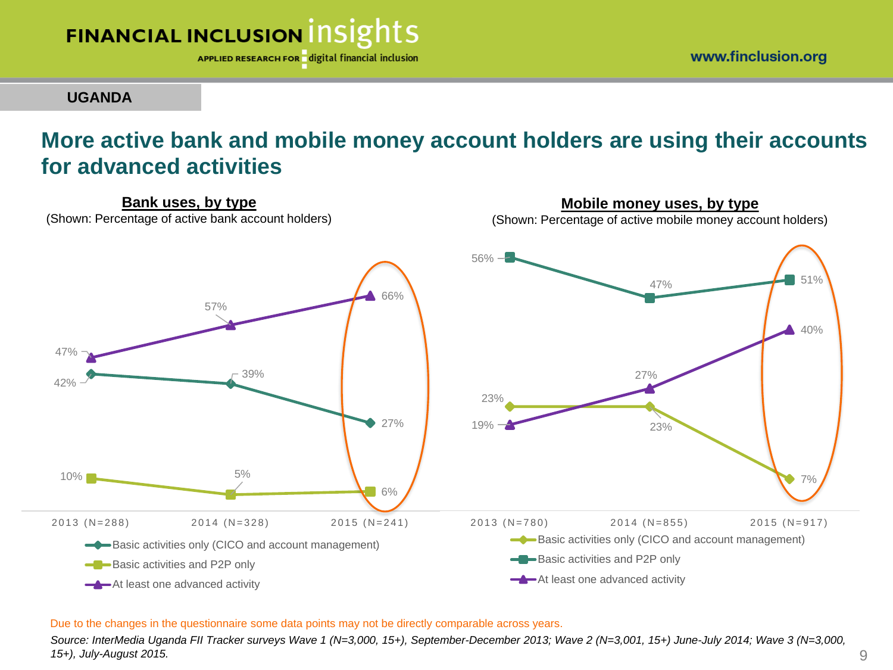UGANDA

# More active bank and mobile money account holders are using their accounts for advanced activities

**Bank uses, by type**

(Shown: Percentage of active bank account holders)

47%
57%
66%
42%
39%
27%
10%
5%
6%

2013 (N=288)
2014 (N=328)
2015 (N=241)

Basic activities only (CICO and account management)
Basic activities and P2P only
At least one advanced activity

**Mobile money uses, by type**

(Shown: Percentage of active mobile money account holders)

56%
47%
51%
40%
27%
23%
19%
23%
7%

2013 (N=780)
2014 (N=855)
2015 (N=917)

Basic activities only (CICO and account management)
Basic activities and P2P only
At least one advanced activity

Due to the changes in the questionnaire some data points may not be directly comparable across years.

*Source: InterMedia Uganda FII Tracker surveys Wave 1 (N=3,000, 15+), September-December 2013; Wave 2 (N=3,001, 15+) June-July 2014; Wave 3 (N=3,000, 15+), July-August 2015.*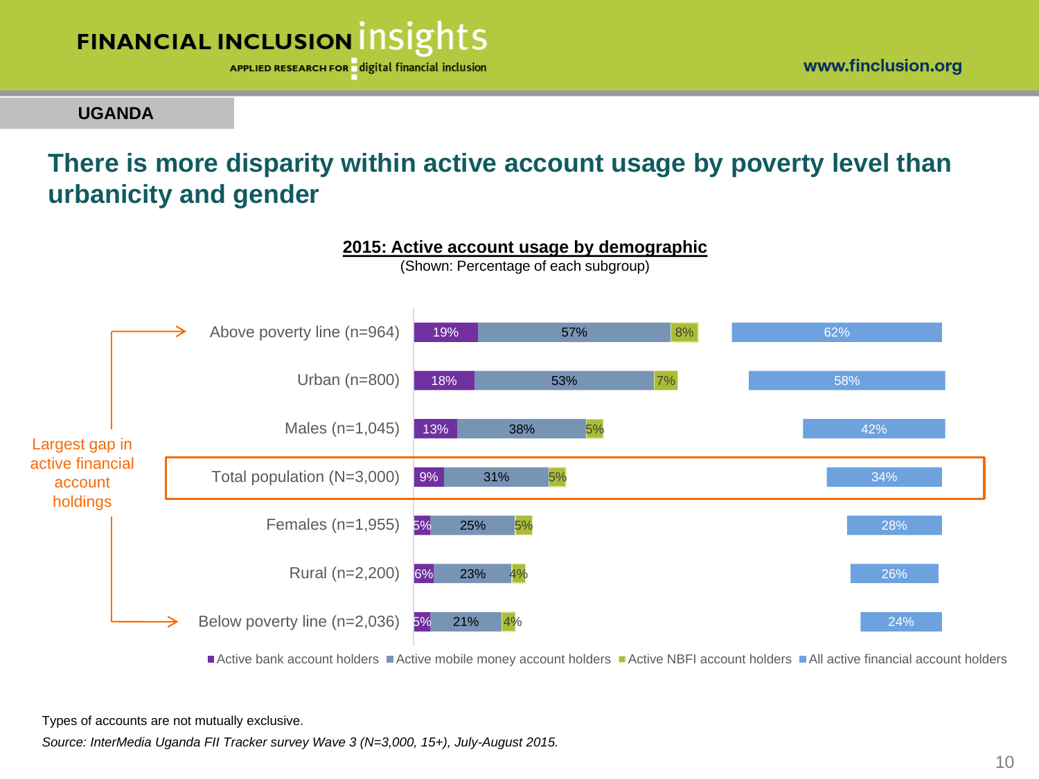UGANDA

# There is more disparity within active account usage by poverty level than urbanicity and gender

**2015: Active account usage by demographic**

(Shown: Percentage of each subgroup)

| Demographic | Active bank account holders | Active mobile money account holders | Active NBFI account holders | All active financial account holders |
|---|---|---|---|---|
| Above poverty line (n=964) | 19% | 57% | 8% | 62% |
| Urban (n=800) | 18% | 53% | 7% | 58% |
| Males (n=1,045) | 13% | 38% | 5% | 42% |
| Total population (N=3,000) | 9% | 31% | 5% | 34% |
| Females (n=1,955) | 5% | 25% | 5% | 28% |
| Rural (n=2,200) | 6% | 23% | 4% | 26% |
| Below poverty line (n=2,036) | 5% | 21% | 4% | 24% |

Largest gap in active financial account holdings

Types of accounts are not mutually exclusive.

*Source: InterMedia Uganda FII Tracker survey Wave 3 (N=3,000, 15+), July-August 2015.*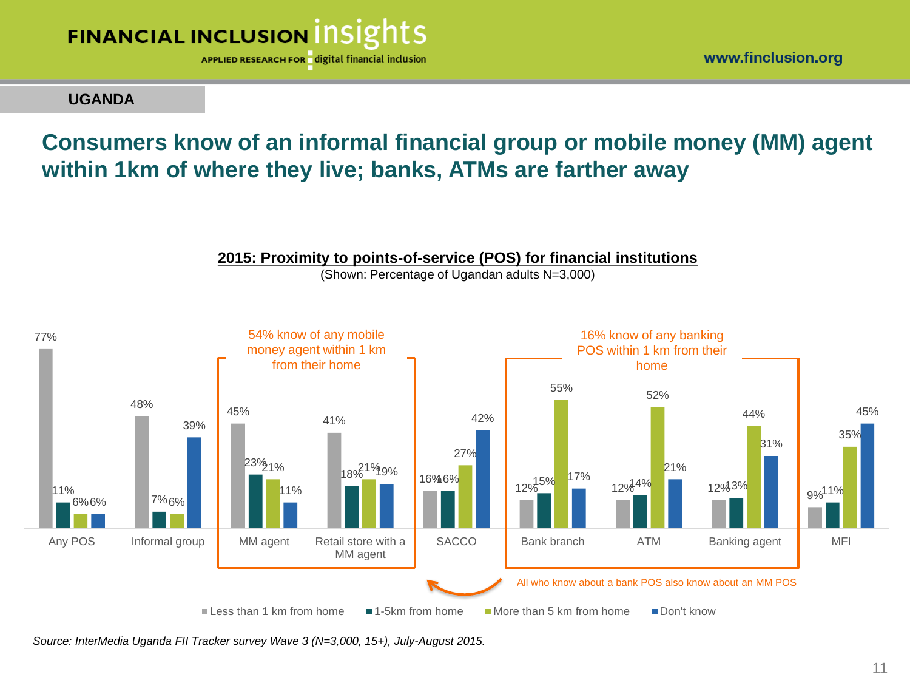UGANDA

# Consumers know of an informal financial group or mobile money (MM) agent within 1km of where they live; banks, ATMs are farther away

**2015: Proximity to points-of-service (POS) for financial institutions**

(Shown: Percentage of Ugandan adults N=3,000)

54% know of any mobile money agent within 1 km from their home

16% know of any banking POS within 1 km from their home

All who know about a bank POS also know about an MM POS

Any POS: 77%, 11%, 6%, 6%

Informal group: 48%, 7%, 6%, 39%

MM agent: 45%, 23%, 21%, 11%

Retail store with a MM agent: 41%, 18%, 21%, 19%

SACCO: 16%, 16%, 27%, 42%

Bank branch: 12%, 15%, 55%, 17%

ATM: 12%, 14%, 52%, 21%

Banking agent: 12%, 13%, 44%, 31%

MFI: 9%, 11%, 35%, 45%

Less than 1 km from home | 1-5km from home | More than 5 km from home | Don't know

*Source: InterMedia Uganda FII Tracker survey Wave 3 (N=3,000, 15+), July-August 2015.*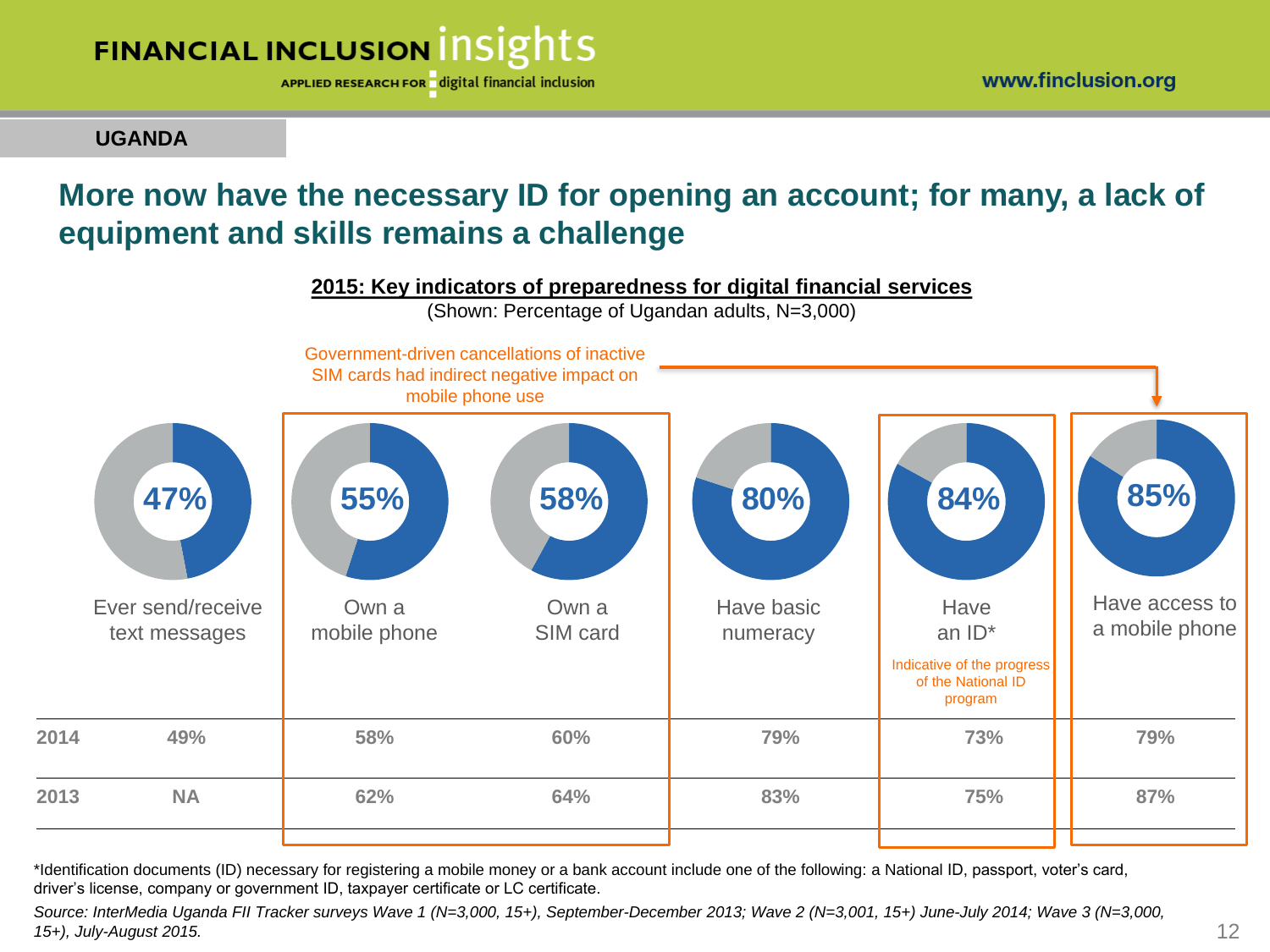UGANDA

## More now have the necessary ID for opening an account; for many, a lack of equipment and skills remains a challenge

**2015: Key indicators of preparedness for digital financial services**

(Shown: Percentage of Ugandan adults, N=3,000)

Government-driven cancellations of inactive SIM cards had indirect negative impact on mobile phone use

47%
Ever send/receive text messages

55%
Own a mobile phone

58%
Own a SIM card

80%
Have basic numeracy

84%
Have an ID*
Indicative of the progress of the National ID program

85%
Have access to a mobile phone

| | Ever send/receive text messages | Own a mobile phone | Own a SIM card | Have basic numeracy | Have an ID* | Have access to a mobile phone |
|---|---|---|---|---|---|---|
| 2014 | 49% | 58% | 60% | 79% | 73% | 79% |
| 2013 | NA | 62% | 64% | 83% | 75% | 87% |

*Identification documents (ID) necessary for registering a mobile money or a bank account include one of the following: a National ID, passport, voter's card, driver's license, company or government ID, taxpayer certificate or LC certificate.

*Source: InterMedia Uganda FII Tracker surveys Wave 1 (N=3,000, 15+), September-December 2013; Wave 2 (N=3,001, 15+) June-July 2014; Wave 3 (N=3,000, 15+), July-August 2015.*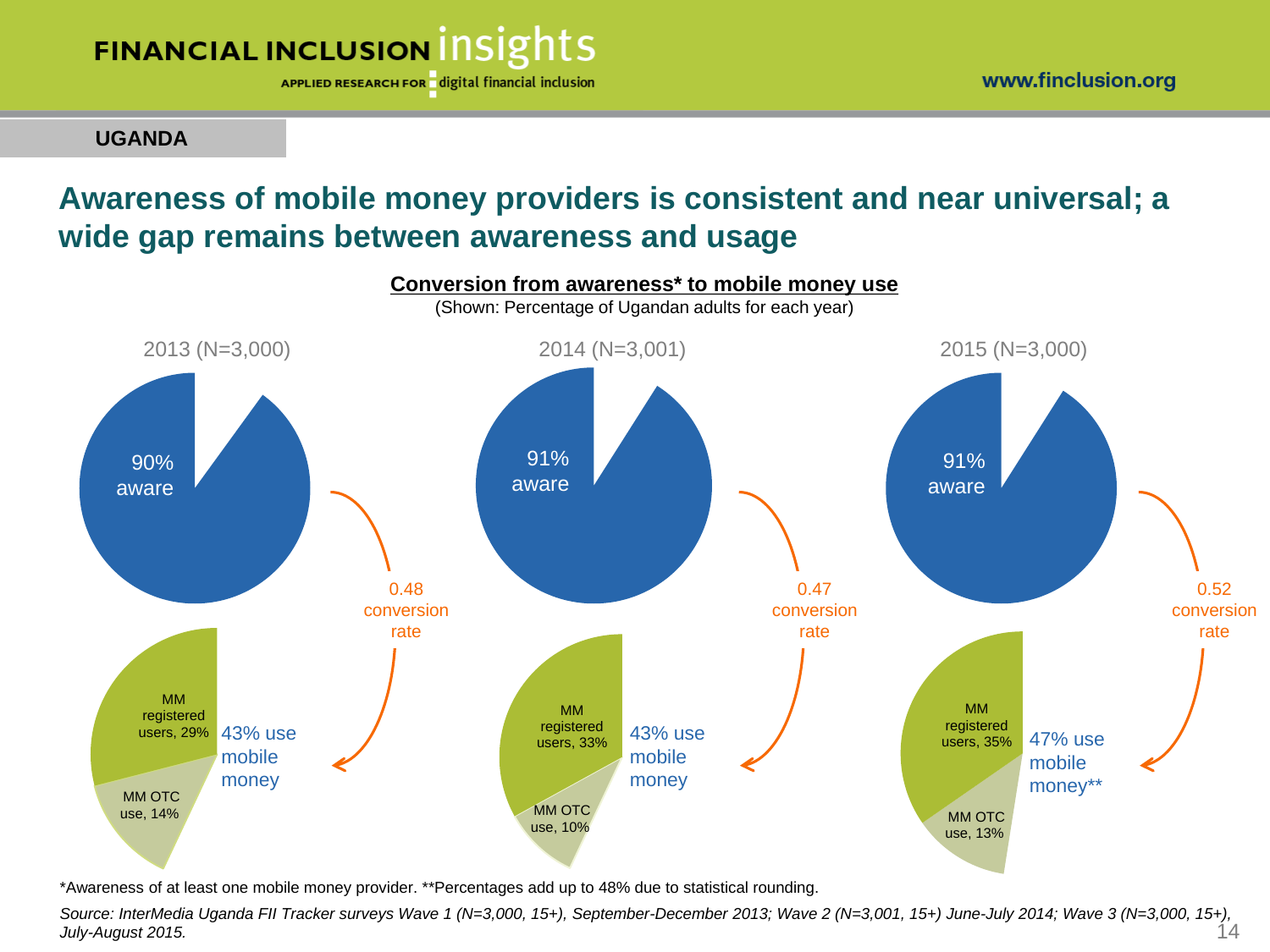UGANDA

## Awareness of mobile money providers is consistent and near universal; a wide gap remains between awareness and usage

**Conversion from awareness* to mobile money use**

(Shown: Percentage of Ugandan adults for each year)

2013 (N=3,000)

90% aware

0.48 conversion rate

MM registered users, 29%

MM OTC use, 14%

43% use mobile money

2014 (N=3,001)

91% aware

0.47 conversion rate

MM registered users, 33%

MM OTC use, 10%

43% use mobile money

2015 (N=3,000)

91% aware

0.52 conversion rate

MM registered users, 35%

MM OTC use, 13%

47% use mobile money**

*Awareness of at least one mobile money provider. **Percentages add up to 48% due to statistical rounding.

*Source: InterMedia Uganda FII Tracker surveys Wave 1 (N=3,000, 15+), September-December 2013; Wave 2 (N=3,001, 15+) June-July 2014; Wave 3 (N=3,000, 15+), July-August 2015.*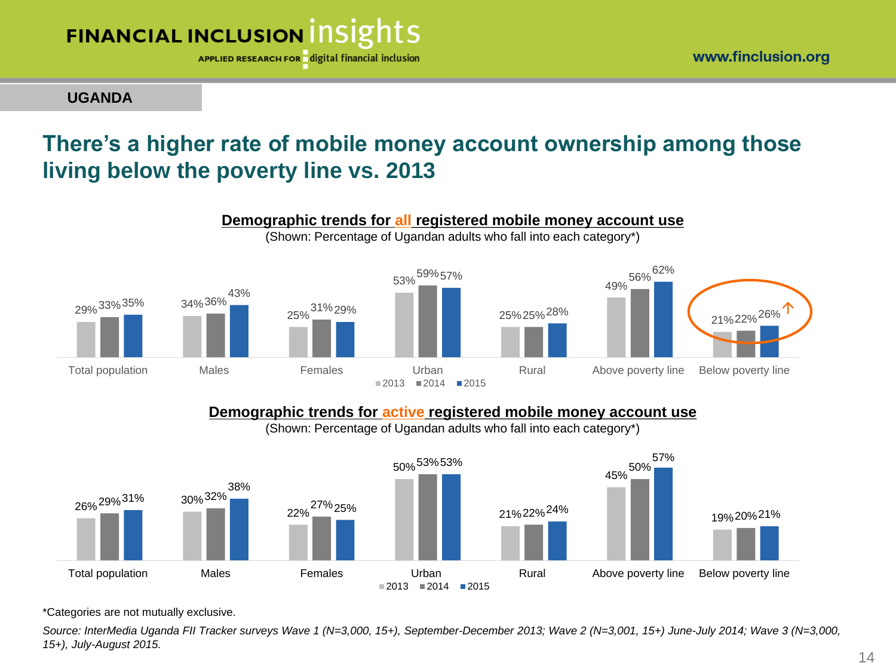UGANDA

# There's a higher rate of mobile money account ownership among those living below the poverty line vs. 2013

## Demographic trends for all registered mobile money account use

(Shown: Percentage of Ugandan adults who fall into each category*)

Total population: 29% 33% 35%
Males: 34% 36% 43%
Females: 25% 31% 29%
Urban: 53% 59% 57%
Rural: 25% 25% 28%
Above poverty line: 49% 56% 62%
Below poverty line: 21% 22% 26% ↑

2013 2014 2015

## Demographic trends for active registered mobile money account use

(Shown: Percentage of Ugandan adults who fall into each category*)

Total population: 26% 29% 31%
Males: 30% 32% 38%
Females: 22% 27% 25%
Urban: 50% 53% 53%
Rural: 21% 22% 24%
Above poverty line: 45% 50% 57%
Below poverty line: 19% 20% 21%

2013 2014 2015

*Categories are not mutually exclusive.

*Source: InterMedia Uganda FII Tracker surveys Wave 1 (N=3,000, 15+), September-December 2013; Wave 2 (N=3,001, 15+) June-July 2014; Wave 3 (N=3,000, 15+), July-August 2015.*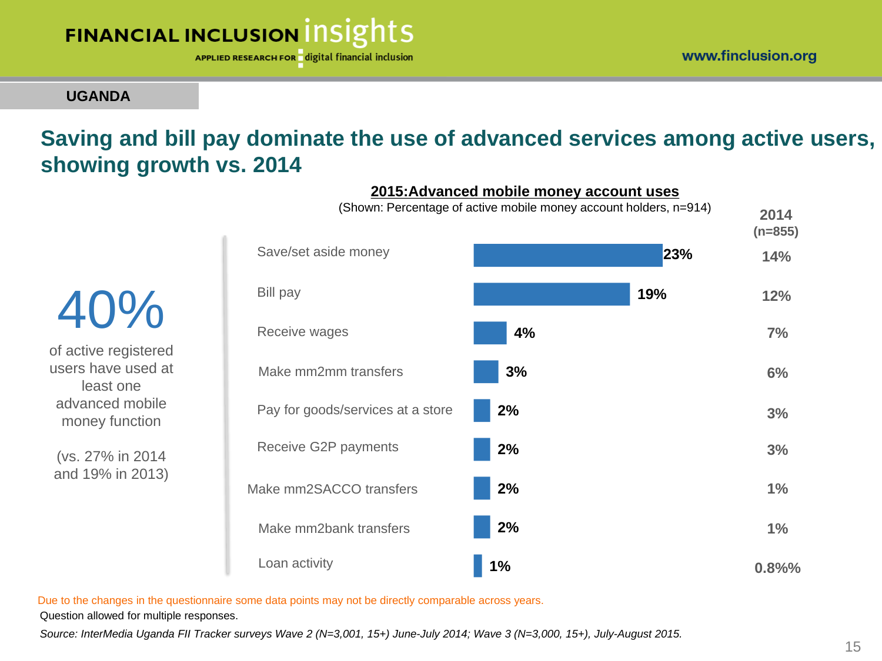UGANDA

## Saving and bill pay dominate the use of advanced services among active users, showing growth vs. 2014

**40%**

of active registered users have used at least one advanced mobile money function

(vs. 27% in 2014 and 19% in 2013)

**2015:Advanced mobile money account uses**

(Shown: Percentage of active mobile money account holders, n=914)

| Use | 2015 | 2014 (n=855) |
|---|---|---|
| Save/set aside money | 23% | 14% |
| Bill pay | 19% | 12% |
| Receive wages | 4% | 7% |
| Make mm2mm transfers | 3% | 6% |
| Pay for goods/services at a store | 2% | 3% |
| Receive G2P payments | 2% | 3% |
| Make mm2SACCO transfers | 2% | 1% |
| Make mm2bank transfers | 2% | 1% |
| Loan activity | 1% | 0.8%% |

Due to the changes in the questionnaire some data points may not be directly comparable across years.

Question allowed for multiple responses.

*Source: InterMedia Uganda FII Tracker surveys Wave 2 (N=3,001, 15+) June-July 2014; Wave 3 (N=3,000, 15+), July-August 2015.*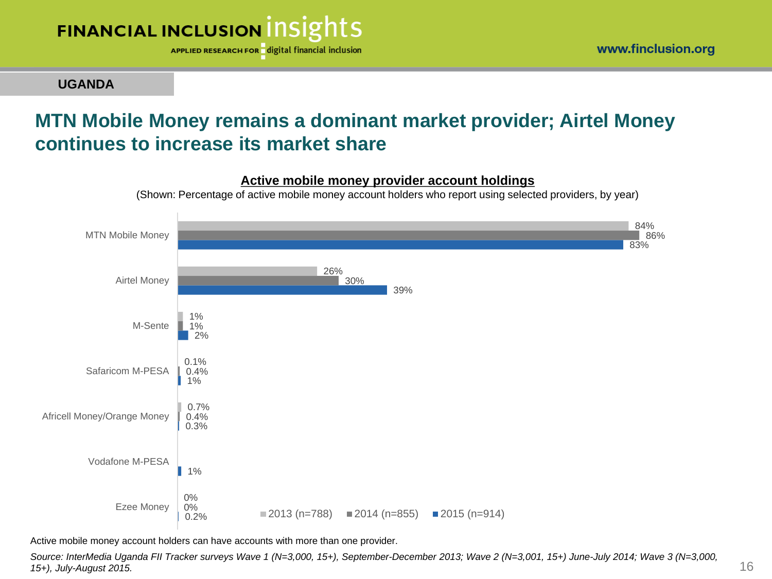UGANDA

# MTN Mobile Money remains a dominant market provider; Airtel Money continues to increase its market share

**Active mobile money provider account holdings**

(Shown: Percentage of active mobile money account holders who report using selected providers, by year)

MTN Mobile Money
84%
86%
83%

Airtel Money
26%
30%
39%

M-Sente
1%
1%
2%

Safaricom M-PESA
0.1%
0.4%
1%

Africell Money/Orange Money
0.7%
0.4%
0.3%

Vodafone M-PESA
1%

Ezee Money
0%
0%
0.2%

2013 (n=788) 2014 (n=855) 2015 (n=914)

Active mobile money account holders can have accounts with more than one provider.

*Source: InterMedia Uganda FII Tracker surveys Wave 1 (N=3,000, 15+), September-December 2013; Wave 2 (N=3,001, 15+) June-July 2014; Wave 3 (N=3,000, 15+), July-August 2015.*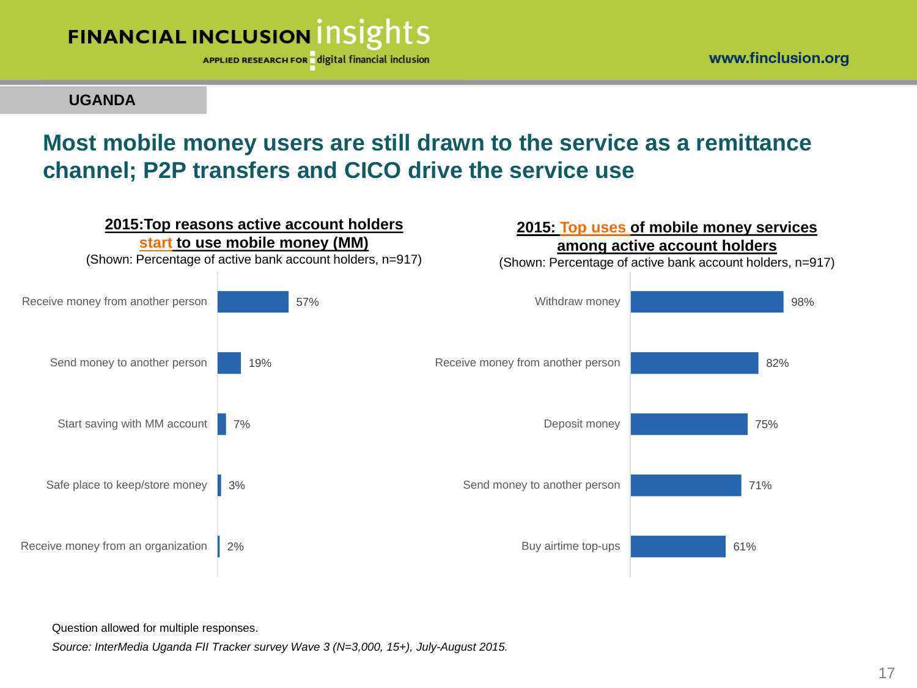UGANDA

# Most mobile money users are still drawn to the service as a remittance channel; P2P transfers and CICO drive the service use

**2015:Top reasons active account holders start to use mobile money (MM)**

(Shown: Percentage of active bank account holders, n=917)

Receive money from another person 57%

Send money to another person 19%

Start saving with MM account 7%

Safe place to keep/store money 3%

Receive money from an organization 2%

**2015: Top uses of mobile money services among active account holders**

(Shown: Percentage of active bank account holders, n=917)

Withdraw money 98%

Receive money from another person 82%

Deposit money 75%

Send money to another person 71%

Buy airtime top-ups 61%

Question allowed for multiple responses.

*Source: InterMedia Uganda FII Tracker survey Wave 3 (N=3,000, 15+), July-August 2015.*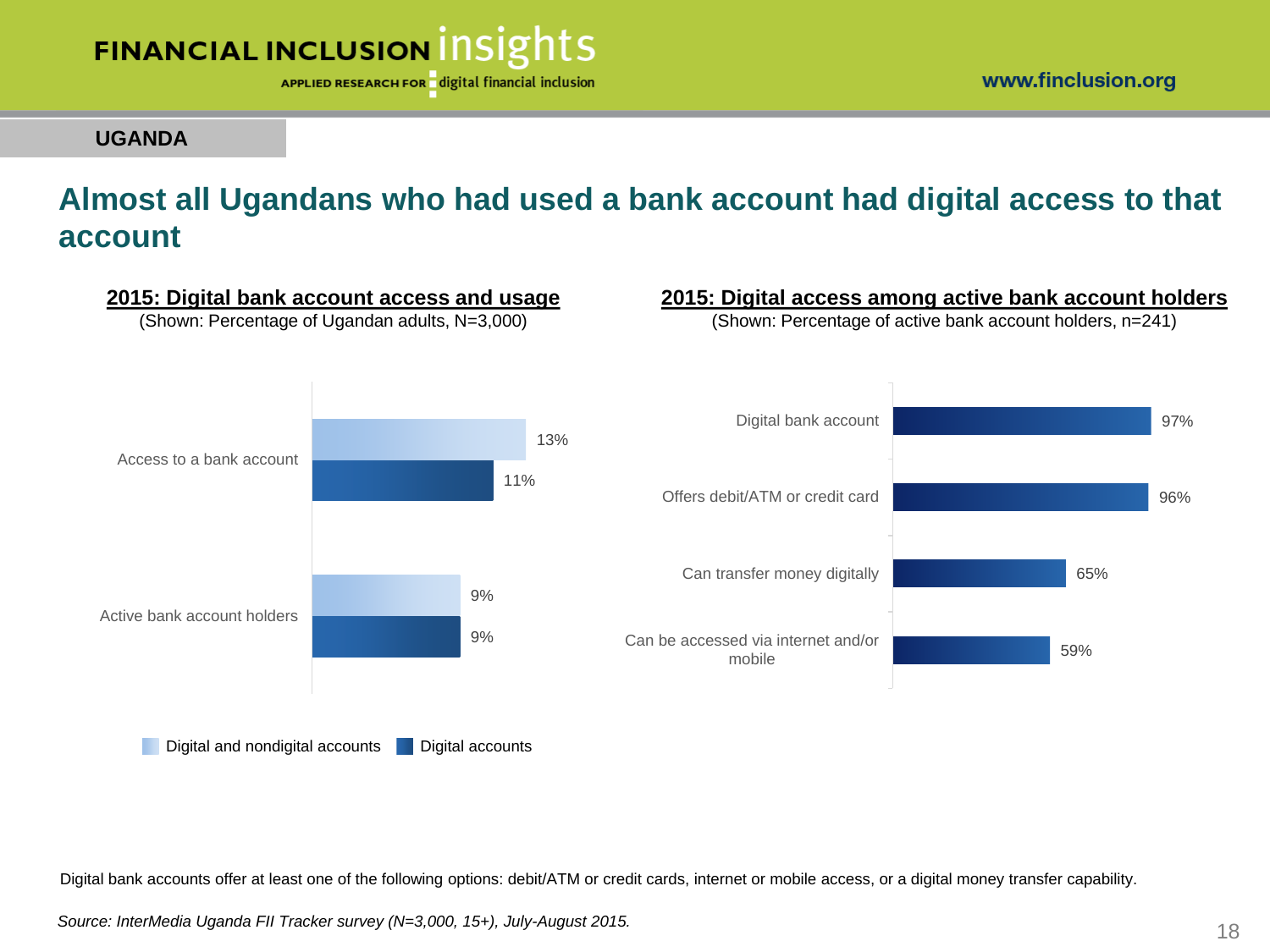UGANDA

# Almost all Ugandans who had used a bank account had digital access to that account

## 2015: Digital bank account access and usage

(Shown: Percentage of Ugandan adults, N=3,000)

Access to a bank account
13%
11%

Active bank account holders
9%
9%

Digital and nondigital accounts
Digital accounts

## 2015: Digital access among active bank account holders

(Shown: Percentage of active bank account holders, n=241)

Digital bank account 97%
Offers debit/ATM or credit card 96%
Can transfer money digitally 65%
Can be accessed via internet and/or mobile 59%

Digital bank accounts offer at least one of the following options: debit/ATM or credit cards, internet or mobile access, or a digital money transfer capability.

*Source: InterMedia Uganda FII Tracker survey (N=3,000, 15+), July-August 2015.*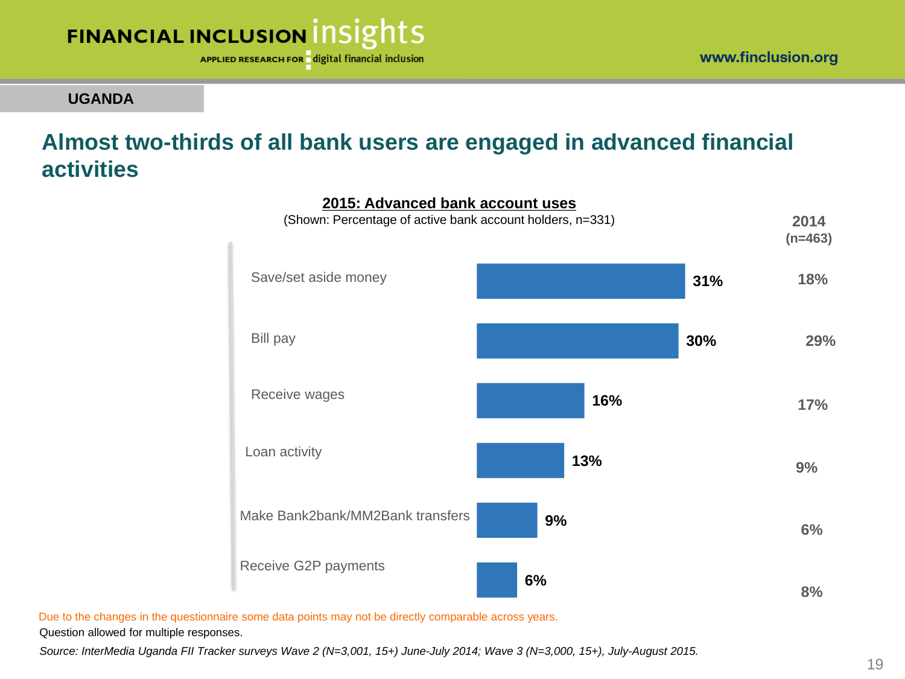UGANDA

# Almost two-thirds of all bank users are engaged in advanced financial activities

**2015: Advanced bank account uses**

(Shown: Percentage of active bank account holders, n=331)

2014 (n=463)

Save/set aside money 31% 18%

Bill pay 30% 29%

Receive wages 16% 17%

Loan activity 13% 9%

Make Bank2bank/MM2Bank transfers 9% 6%

Receive G2P payments 6% 8%

Due to the changes in the questionnaire some data points may not be directly comparable across years.

Question allowed for multiple responses.

*Source: InterMedia Uganda FII Tracker surveys Wave 2 (N=3,001, 15+) June-July 2014; Wave 3 (N=3,000, 15+), July-August 2015.*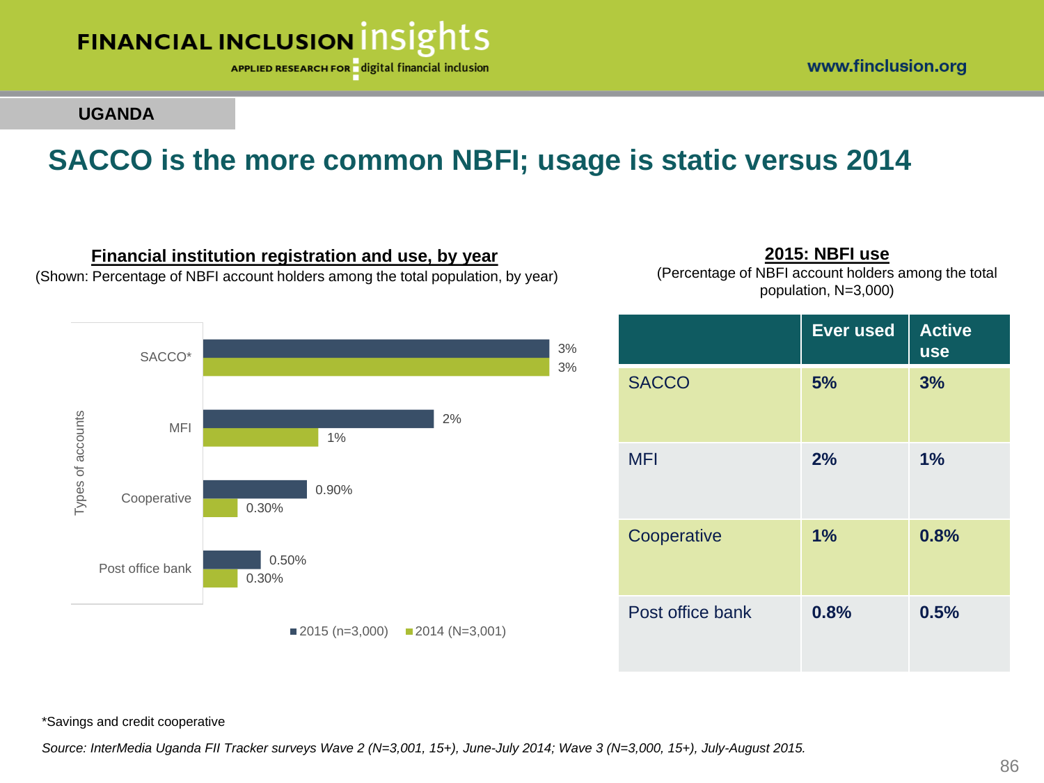UGANDA

# SACCO is the more common NBFI; usage is static versus 2014

**Financial institution registration and use, by year**

(Shown: Percentage of NBFI account holders among the total population, by year)

| Types of accounts | 2015 (n=3,000) | 2014 (N=3,001) |
|---|---|---|
| SACCO* | 3% | 3% |
| MFI | 2% | 1% |
| Cooperative | 0.90% | 0.30% |
| Post office bank | 0.50% | 0.30% |

**2015: NBFI use**

(Percentage of NBFI account holders among the total population, N=3,000)

| | Ever used | Active use |
|---|---|---|
| SACCO | **5%** | **3%** |
| MFI | **2%** | **1%** |
| Cooperative | **1%** | **0.8%** |
| Post office bank | **0.8%** | **0.5%** |

*Savings and credit cooperative

*Source: InterMedia Uganda FII Tracker surveys Wave 2 (N=3,001, 15+), June-July 2014; Wave 3 (N=3,000, 15+), July-August 2015.*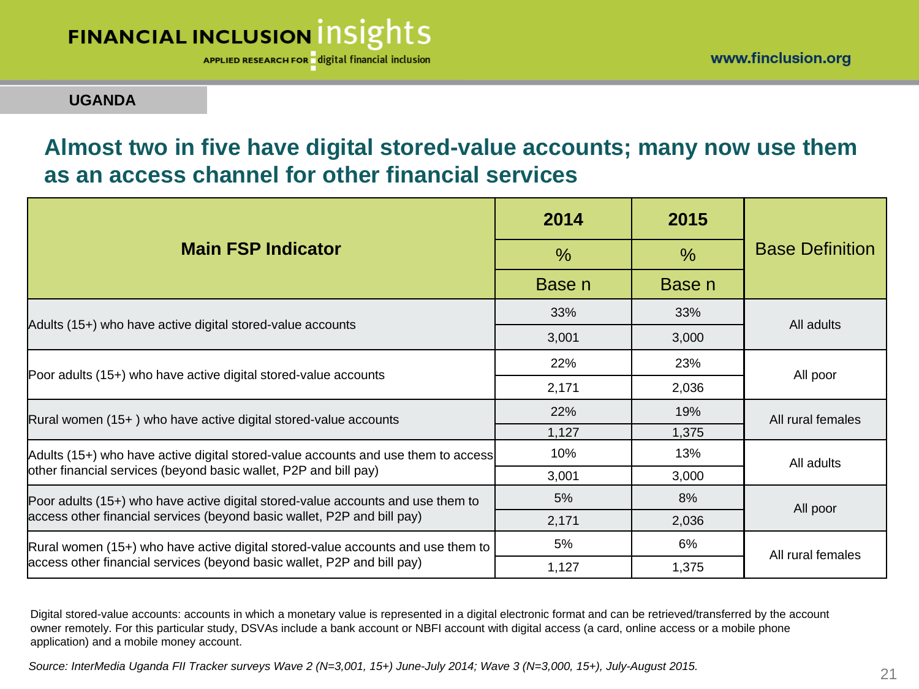UGANDA

## Almost two in five have digital stored-value accounts; many now use them as an access channel for other financial services

| Main FSP Indicator | 2014 | 2015 | Base Definition |
|---|---|---|---|
| | % | % | |
| | Base n | Base n | |
| Adults (15+) who have active digital stored-value accounts | 33% | 33% | All adults |
| | 3,001 | 3,000 | |
| Poor adults (15+) who have active digital stored-value accounts | 22% | 23% | All poor |
| | 2,171 | 2,036 | |
| Rural women (15+ ) who have active digital stored-value accounts | 22% | 19% | All rural females |
| | 1,127 | 1,375 | |
| Adults (15+) who have active digital stored-value accounts and use them to access other financial services (beyond basic wallet, P2P and bill pay) | 10% | 13% | All adults |
| | 3,001 | 3,000 | |
| Poor adults (15+) who have active digital stored-value accounts and use them to access other financial services (beyond basic wallet, P2P and bill pay) | 5% | 8% | All poor |
| | 2,171 | 2,036 | |
| Rural women (15+) who have active digital stored-value accounts and use them to access other financial services (beyond basic wallet, P2P and bill pay) | 5% | 6% | All rural females |
| | 1,127 | 1,375 | |

Digital stored-value accounts: accounts in which a monetary value is represented in a digital electronic format and can be retrieved/transferred by the account owner remotely. For this particular study, DSVAs include a bank account or NBFI account with digital access (a card, online access or a mobile phone application) and a mobile money account.

*Source: InterMedia Uganda FII Tracker surveys Wave 2 (N=3,001, 15+) June-July 2014; Wave 3 (N=3,000, 15+), July-August 2015.*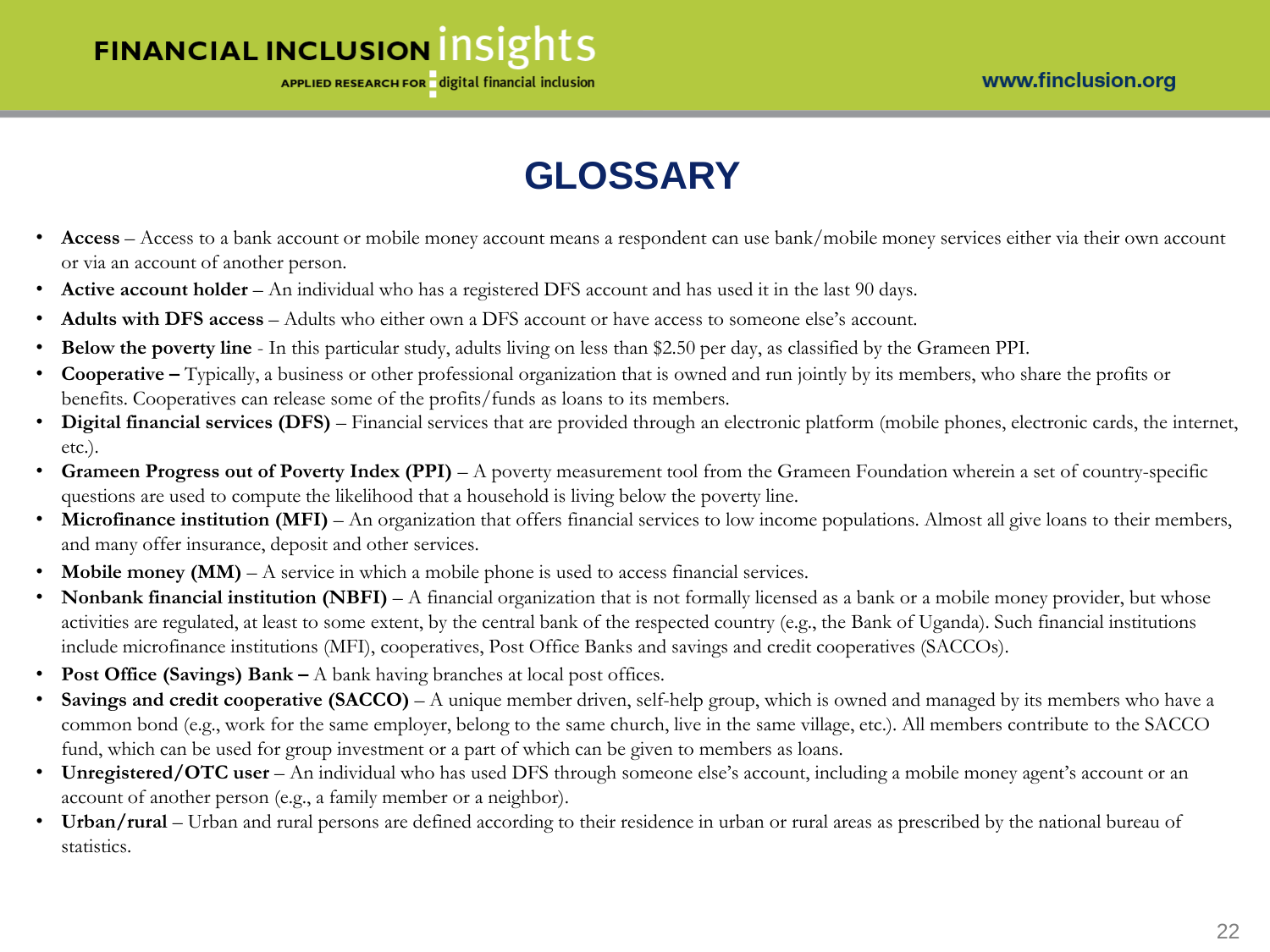# GLOSSARY

- **Access** – Access to a bank account or mobile money account means a respondent can use bank/mobile money services either via their own account or via an account of another person.
- **Active account holder** – An individual who has a registered DFS account and has used it in the last 90 days.
- **Adults with DFS access** – Adults who either own a DFS account or have access to someone else's account.
- **Below the poverty line** - In this particular study, adults living on less than $2.50 per day, as classified by the Grameen PPI.
- **Cooperative –** Typically, a business or other professional organization that is owned and run jointly by its members, who share the profits or benefits. Cooperatives can release some of the profits/funds as loans to its members.
- **Digital financial services (DFS)** – Financial services that are provided through an electronic platform (mobile phones, electronic cards, the internet, etc.).
- **Grameen Progress out of Poverty Index (PPI)** – A poverty measurement tool from the Grameen Foundation wherein a set of country-specific questions are used to compute the likelihood that a household is living below the poverty line.
- **Microfinance institution (MFI)** – An organization that offers financial services to low income populations. Almost all give loans to their members, and many offer insurance, deposit and other services.
- **Mobile money (MM)** – A service in which a mobile phone is used to access financial services.
- **Nonbank financial institution (NBFI)** – A financial organization that is not formally licensed as a bank or a mobile money provider, but whose activities are regulated, at least to some extent, by the central bank of the respected country (e.g., the Bank of Uganda). Such financial institutions include microfinance institutions (MFI), cooperatives, Post Office Banks and savings and credit cooperatives (SACCOs).
- **Post Office (Savings) Bank –** A bank having branches at local post offices.
- **Savings and credit cooperative (SACCO)** – A unique member driven, self-help group, which is owned and managed by its members who have a common bond (e.g., work for the same employer, belong to the same church, live in the same village, etc.). All members contribute to the SACCO fund, which can be used for group investment or a part of which can be given to members as loans.
- **Unregistered/OTC user** – An individual who has used DFS through someone else's account, including a mobile money agent's account or an account of another person (e.g., a family member or a neighbor).
- **Urban/rural** – Urban and rural persons are defined according to their residence in urban or rural areas as prescribed by the national bureau of statistics.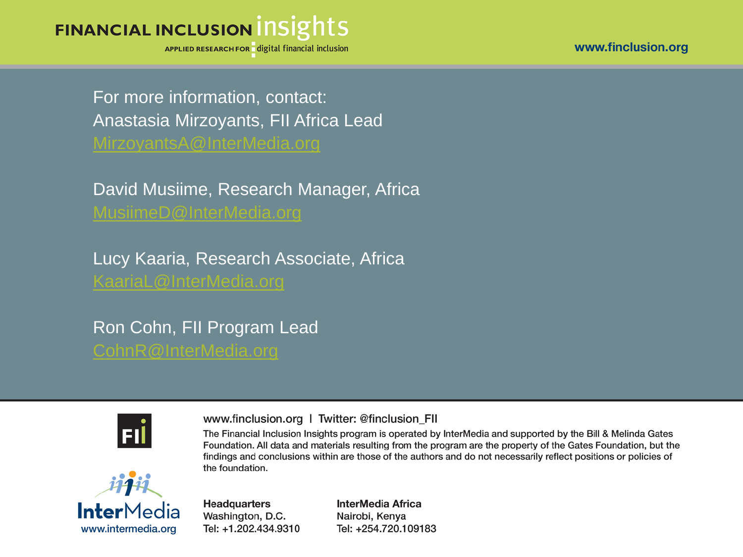FINANCIAL INCLUSION insights

APPLIED RESEARCH FOR digital financial inclusion

www.finclusion.org

For more information, contact:

Anastasia Mirzoyants, FII Africa Lead

MirzoyantsA@InterMedia.org

David Musiime, Research Manager, Africa

MusiimeD@InterMedia.org

Lucy Kaaria, Research Associate, Africa

KaariaL@InterMedia.org

Ron Cohn, FII Program Lead

CohnR@InterMedia.org

www.finclusion.org | Twitter: @finclusion_FII

The Financial Inclusion Insights program is operated by InterMedia and supported by the Bill & Melinda Gates Foundation. All data and materials resulting from the program are the property of the Gates Foundation, but the findings and conclusions within are those of the authors and do not necessarily reflect positions or policies of the foundation.

InterMedia

www.intermedia.org

**Headquarters**
Washington, D.C.
Tel: +1.202.434.9310

**InterMedia Africa**
Nairobi, Kenya
Tel: +254.720.109183